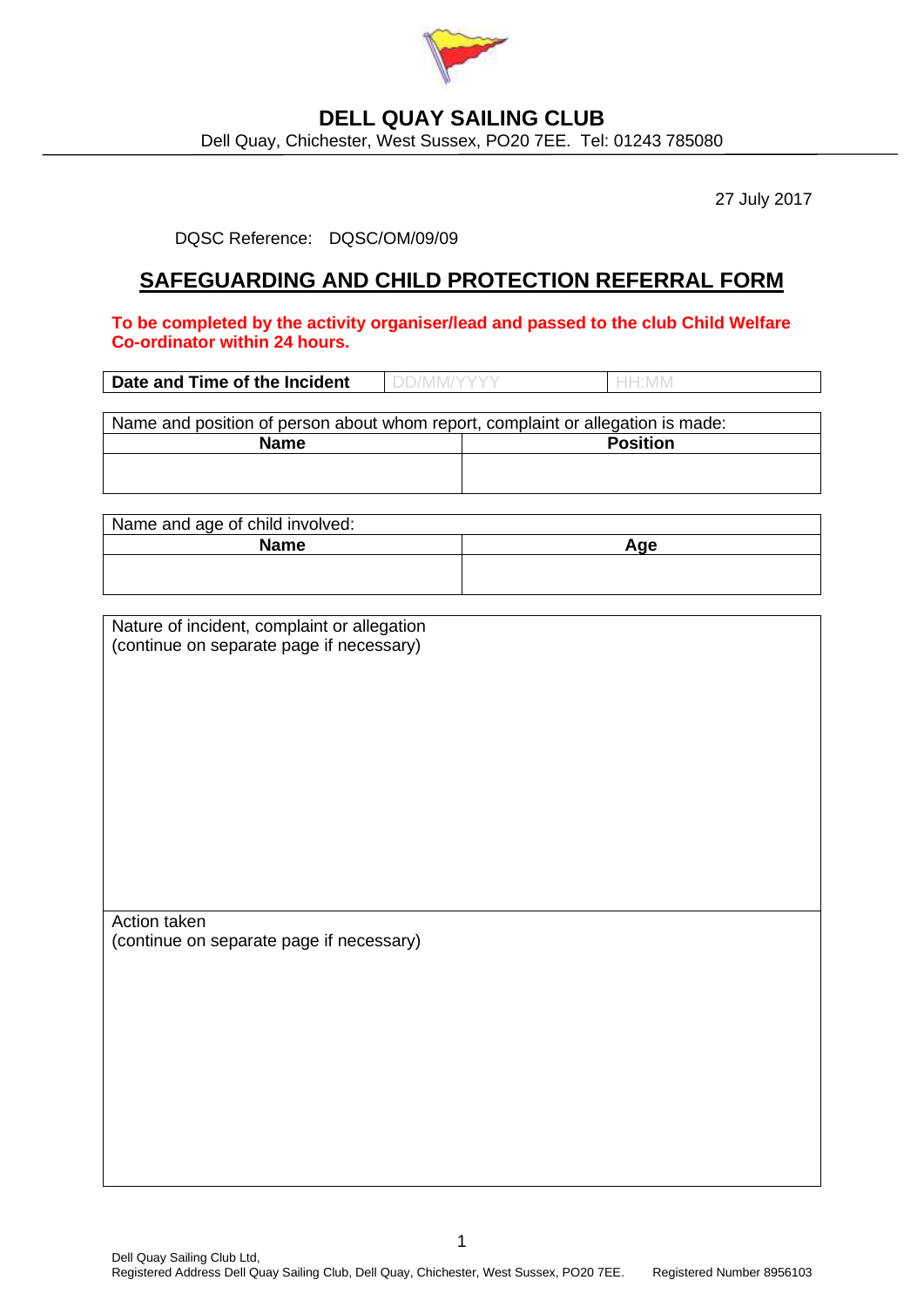# DELL QUAY SAILING CLUB

Dell Quay, Chichester, West Sussex, PO20 7EE. Tel: 01243 785080

27 July 2017

DQSC Reference: DQSC/OM/09/09

## SAFEGUARDING AND CHILD PROTECTION REFERRAL FORM

**To be completed by the activity organiser/lead and passed to the club Child Welfare Co-ordinator within 24 hours.**

| **Date and Time of the Incident** | DD/MM/YYYY | HH:MM |
|---|---|---|

| Name and position of person about whom report, complaint or allegation is made: | |
|---|---|
| **Name** | **Position** |
| | |

| Name and age of child involved: | |
|---|---|
| **Name** | **Age** |
| | |

| Nature of incident, complaint or allegation (continue on separate page if necessary) |
|---|
| |
| Action taken (continue on separate page if necessary) |
| |

Dell Quay Sailing Club Ltd,
Registered Address Dell Quay Sailing Club, Dell Quay, Chichester, West Sussex, PO20 7EE. Registered Number 8956103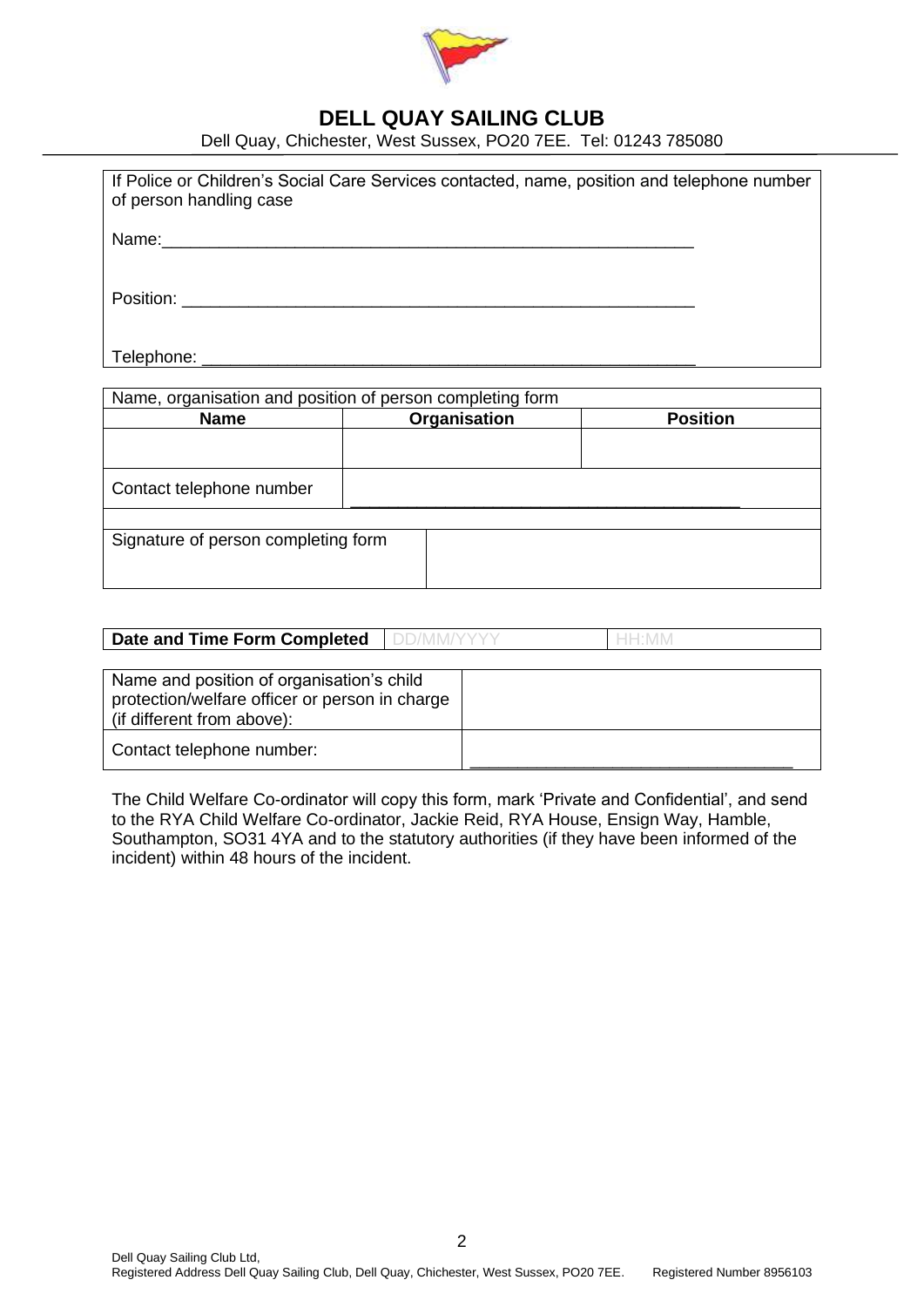# DELL QUAY SAILING CLUB

Dell Quay, Chichester, West Sussex, PO20 7EE. Tel: 01243 785080

If Police or Children's Social Care Services contacted, name, position and telephone number of person handling case

Name:_______________________________________________________

Position: _____________________________________________________

Telephone: ___________________________________________________

| Name, organisation and position of person completing form | | |
|---|---|---|
| **Name** | **Organisation** | **Position** |
| | | |
| Contact telephone number | ________________________________________ | |
| | | |
| Signature of person completing form | | |

| **Date and Time Form Completed** | DD/MM/YYYY | HH:MM |
|---|---|---|

| | |
|---|---|
| Name and position of organisation's child protection/welfare officer or person in charge (if different from above): | |
| Contact telephone number: | ________________________________ |

The Child Welfare Co-ordinator will copy this form, mark 'Private and Confidential', and send to the RYA Child Welfare Co-ordinator, Jackie Reid, RYA House, Ensign Way, Hamble, Southampton, SO31 4YA and to the statutory authorities (if they have been informed of the incident) within 48 hours of the incident.

Dell Quay Sailing Club Ltd,
Registered Address Dell Quay Sailing Club, Dell Quay, Chichester, West Sussex, PO20 7EE. Registered Number 8956103